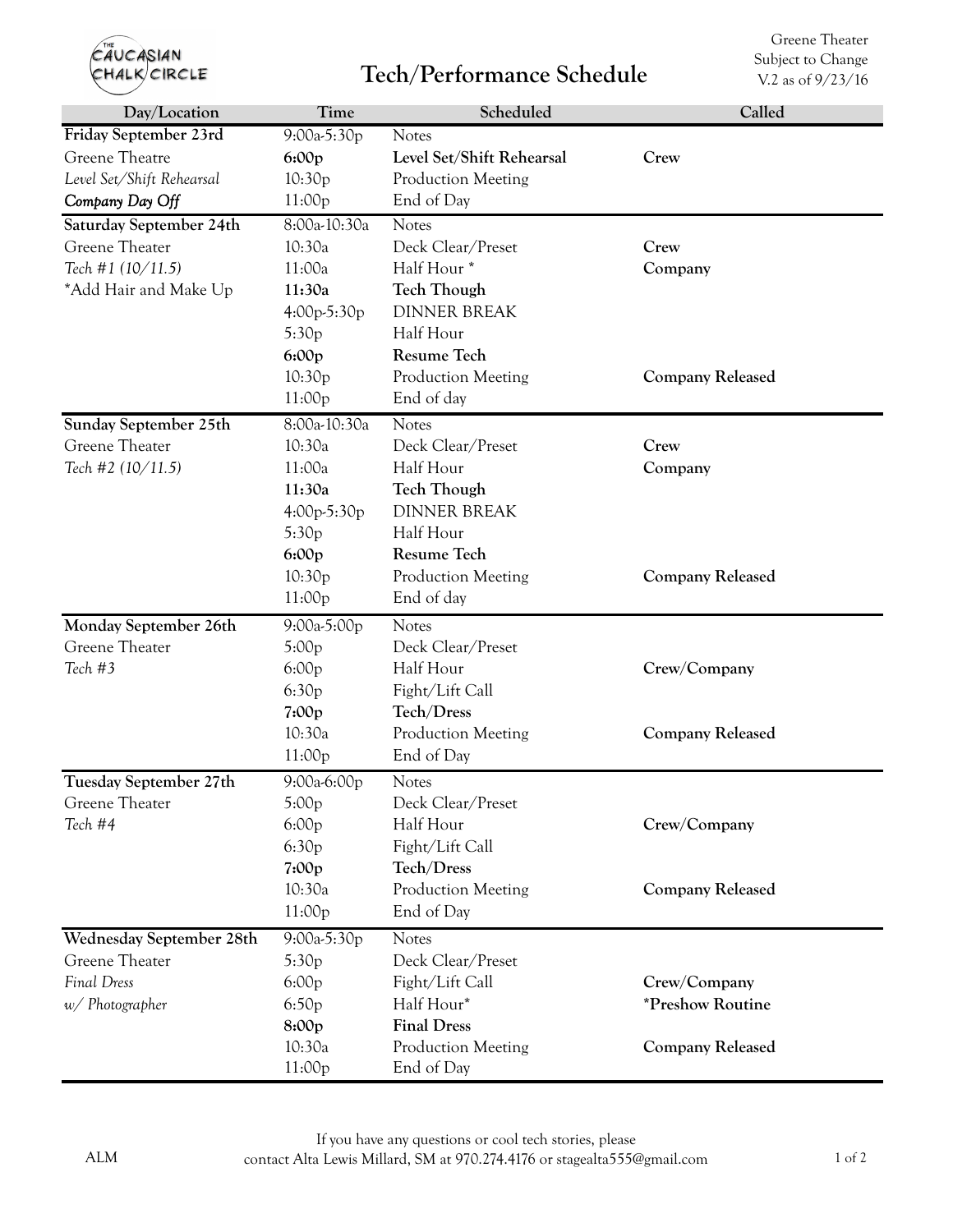THE CAUCASIAN CHALK CIRCLE

# Tech/Performance Schedule

Greene Theater
Subject to Change
V.2 as of 9/23/16

| Day/Location | Time | Scheduled | Called |
|---|---|---|---|
| **Friday September 23rd** | 9:00a-5:30p | Notes | |
| Greene Theatre | **6:00p** | **Level Set/Shift Rehearsal** | **Crew** |
| *Level Set/Shift Rehearsal* | 10:30p | Production Meeting | |
| ***Company Day Off*** | 11:00p | End of Day | |
| **Saturday September 24th** | 8:00a-10:30a | Notes | |
| Greene Theater | 10:30a | Deck Clear/Preset | **Crew** |
| *Tech #1 (10/11.5)* | 11:00a | Half Hour * | **Company** |
| *Add Hair and Make Up | **11:30a** | **Tech Though** | |
| | 4:00p-5:30p | DINNER BREAK | |
| | 5:30p | Half Hour | |
| | **6:00p** | **Resume Tech** | |
| | 10:30p | Production Meeting | **Company Released** |
| | 11:00p | End of day | |
| **Sunday September 25th** | 8:00a-10:30a | Notes | |
| Greene Theater | 10:30a | Deck Clear/Preset | **Crew** |
| *Tech #2 (10/11.5)* | 11:00a | Half Hour | **Company** |
| | **11:30a** | **Tech Though** | |
| | 4:00p-5:30p | DINNER BREAK | |
| | 5:30p | Half Hour | |
| | **6:00p** | **Resume Tech** | |
| | 10:30p | Production Meeting | **Company Released** |
| | 11:00p | End of day | |
| **Monday September 26th** | 9:00a-5:00p | Notes | |
| Greene Theater | 5:00p | Deck Clear/Preset | |
| *Tech #3* | 6:00p | Half Hour | **Crew/Company** |
| | 6:30p | Fight/Lift Call | |
| | **7:00p** | **Tech/Dress** | |
| | 10:30a | Production Meeting | **Company Released** |
| | 11:00p | End of Day | |
| **Tuesday September 27th** | 9:00a-6:00p | Notes | |
| Greene Theater | 5:00p | Deck Clear/Preset | |
| *Tech #4* | 6:00p | Half Hour | **Crew/Company** |
| | 6:30p | Fight/Lift Call | |
| | **7:00p** | **Tech/Dress** | |
| | 10:30a | Production Meeting | **Company Released** |
| | 11:00p | End of Day | |
| **Wednesday September 28th** | 9:00a-5:30p | Notes | |
| Greene Theater | 5:30p | Deck Clear/Preset | |
| *Final Dress* | 6:00p | Fight/Lift Call | **Crew/Company** |
| *w/ Photographer* | 6:50p | Half Hour* | ***Preshow Routine** |
| | **8:00p** | **Final Dress** | |
| | 10:30a | Production Meeting | **Company Released** |
| | 11:00p | End of Day | |

ALM

If you have any questions or cool tech stories, please contact Alta Lewis Millard, SM at 970.274.4176 or stagealta555@gmail.com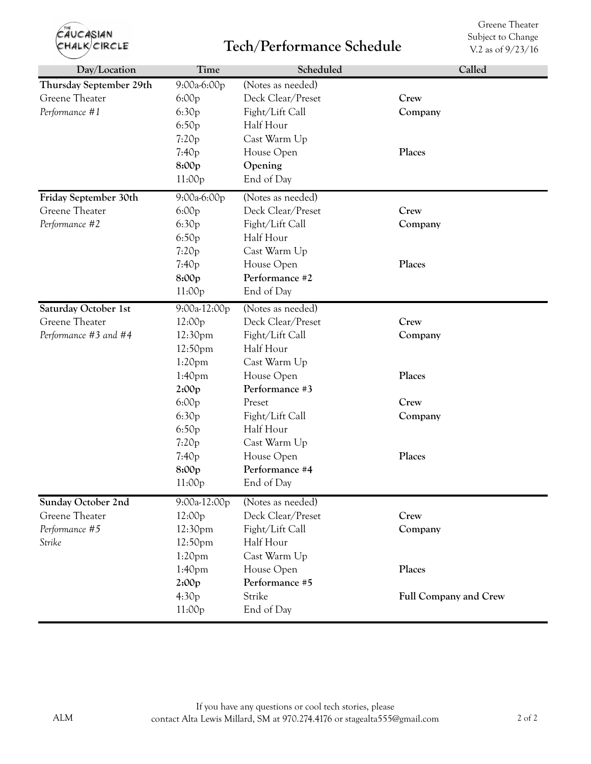THE CAUCASIAN CHALK CIRCLE

# Tech/Performance Schedule

Greene Theater
Subject to Change
V.2 as of 9/23/16

| Day/Location | Time | Scheduled | Called |
|---|---|---|---|
| **Thursday September 29th** | 9:00a-6:00p | (Notes as needed) | |
| Greene Theater | 6:00p | Deck Clear/Preset | **Crew** |
| *Performance #1* | 6:30p | Fight/Lift Call | **Company** |
| | 6:50p | Half Hour | |
| | 7:20p | Cast Warm Up | |
| | 7:40p | House Open | **Places** |
| | **8:00p** | **Opening** | |
| | 11:00p | End of Day | |
| **Friday September 30th** | 9:00a-6:00p | (Notes as needed) | |
| Greene Theater | 6:00p | Deck Clear/Preset | **Crew** |
| *Performance #2* | 6:30p | Fight/Lift Call | **Company** |
| | 6:50p | Half Hour | |
| | 7:20p | Cast Warm Up | |
| | 7:40p | House Open | **Places** |
| | **8:00p** | **Performance #2** | |
| | 11:00p | End of Day | |
| **Saturday October 1st** | 9:00a-12:00p | (Notes as needed) | |
| Greene Theater | 12:00p | Deck Clear/Preset | **Crew** |
| *Performance #3 and #4* | 12:30pm | Fight/Lift Call | **Company** |
| | 12:50pm | Half Hour | |
| | 1:20pm | Cast Warm Up | |
| | 1:40pm | House Open | **Places** |
| | **2:00p** | **Performance #3** | |
| | 6:00p | Preset | **Crew** |
| | 6:30p | Fight/Lift Call | **Company** |
| | 6:50p | Half Hour | |
| | 7:20p | Cast Warm Up | |
| | 7:40p | House Open | **Places** |
| | **8:00p** | **Performance #4** | |
| | 11:00p | End of Day | |
| **Sunday October 2nd** | 9:00a-12:00p | (Notes as needed) | |
| Greene Theater | 12:00p | Deck Clear/Preset | **Crew** |
| *Performance #5* | 12:30pm | Fight/Lift Call | **Company** |
| *Strike* | 12:50pm | Half Hour | |
| | 1:20pm | Cast Warm Up | |
| | 1:40pm | House Open | **Places** |
| | **2:00p** | **Performance #5** | |
| | 4:30p | Strike | **Full Company and Crew** |
| | 11:00p | End of Day | |

ALM

If you have any questions or cool tech stories, please contact Alta Lewis Millard, SM at 970.274.4176 or stagealta555@gmail.com